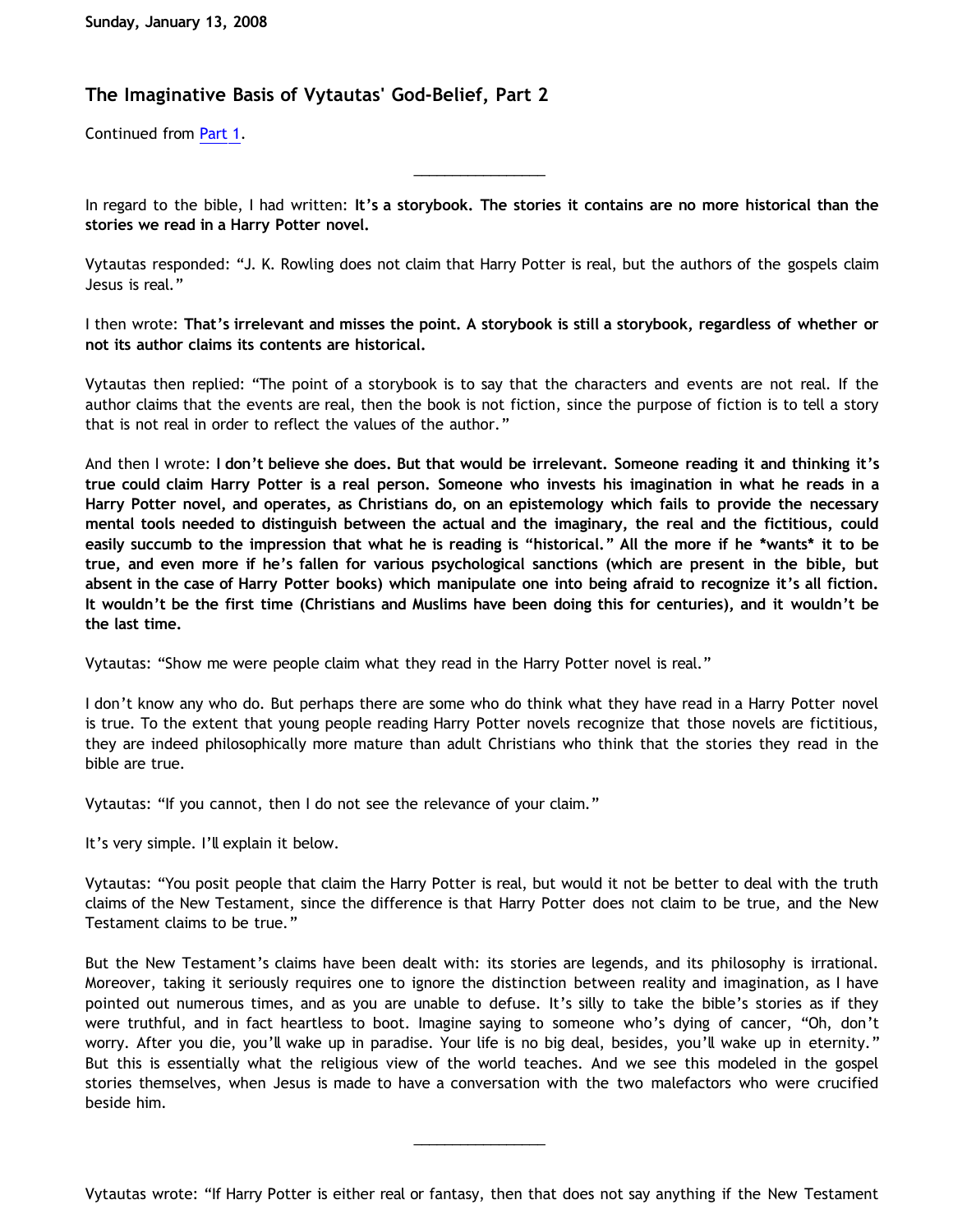Sunday, January 13, 2008

## The Imaginative Basis of Vytautas' God-Belief, Part 2

Continued from Part 1.

________________

In regard to the bible, I had written: **It's a storybook. The stories it contains are no more historical than the stories we read in a Harry Potter novel.**

Vytautas responded: "J. K. Rowling does not claim that Harry Potter is real, but the authors of the gospels claim Jesus is real."

I then wrote: **That's irrelevant and misses the point. A storybook is still a storybook, regardless of whether or not its author claims its contents are historical.**

Vytautas then replied: "The point of a storybook is to say that the characters and events are not real. If the author claims that the events are real, then the book is not fiction, since the purpose of fiction is to tell a story that is not real in order to reflect the values of the author."

And then I wrote: **I don't believe she does. But that would be irrelevant. Someone reading it and thinking it's true could claim Harry Potter is a real person. Someone who invests his imagination in what he reads in a Harry Potter novel, and operates, as Christians do, on an epistemology which fails to provide the necessary mental tools needed to distinguish between the actual and the imaginary, the real and the fictitious, could easily succumb to the impression that what he is reading is "historical." All the more if he *wants* it to be true, and even more if he's fallen for various psychological sanctions (which are present in the bible, but absent in the case of Harry Potter books) which manipulate one into being afraid to recognize it's all fiction. It wouldn't be the first time (Christians and Muslims have been doing this for centuries), and it wouldn't be the last time.**

Vytautas: "Show me were people claim what they read in the Harry Potter novel is real."

I don't know any who do. But perhaps there are some who do think what they have read in a Harry Potter novel is true. To the extent that young people reading Harry Potter novels recognize that those novels are fictitious, they are indeed philosophically more mature than adult Christians who think that the stories they read in the bible are true.

Vytautas: "If you cannot, then I do not see the relevance of your claim."

It's very simple. I'll explain it below.

Vytautas: "You posit people that claim the Harry Potter is real, but would it not be better to deal with the truth claims of the New Testament, since the difference is that Harry Potter does not claim to be true, and the New Testament claims to be true."

But the New Testament's claims have been dealt with: its stories are legends, and its philosophy is irrational. Moreover, taking it seriously requires one to ignore the distinction between reality and imagination, as I have pointed out numerous times, and as you are unable to defuse. It's silly to take the bible's stories as if they were truthful, and in fact heartless to boot. Imagine saying to someone who's dying of cancer, "Oh, don't worry. After you die, you'll wake up in paradise. Your life is no big deal, besides, you'll wake up in eternity." But this is essentially what the religious view of the world teaches. And we see this modeled in the gospel stories themselves, when Jesus is made to have a conversation with the two malefactors who were crucified beside him.

________________

Vytautas wrote: "If Harry Potter is either real or fantasy, then that does not say anything if the New Testament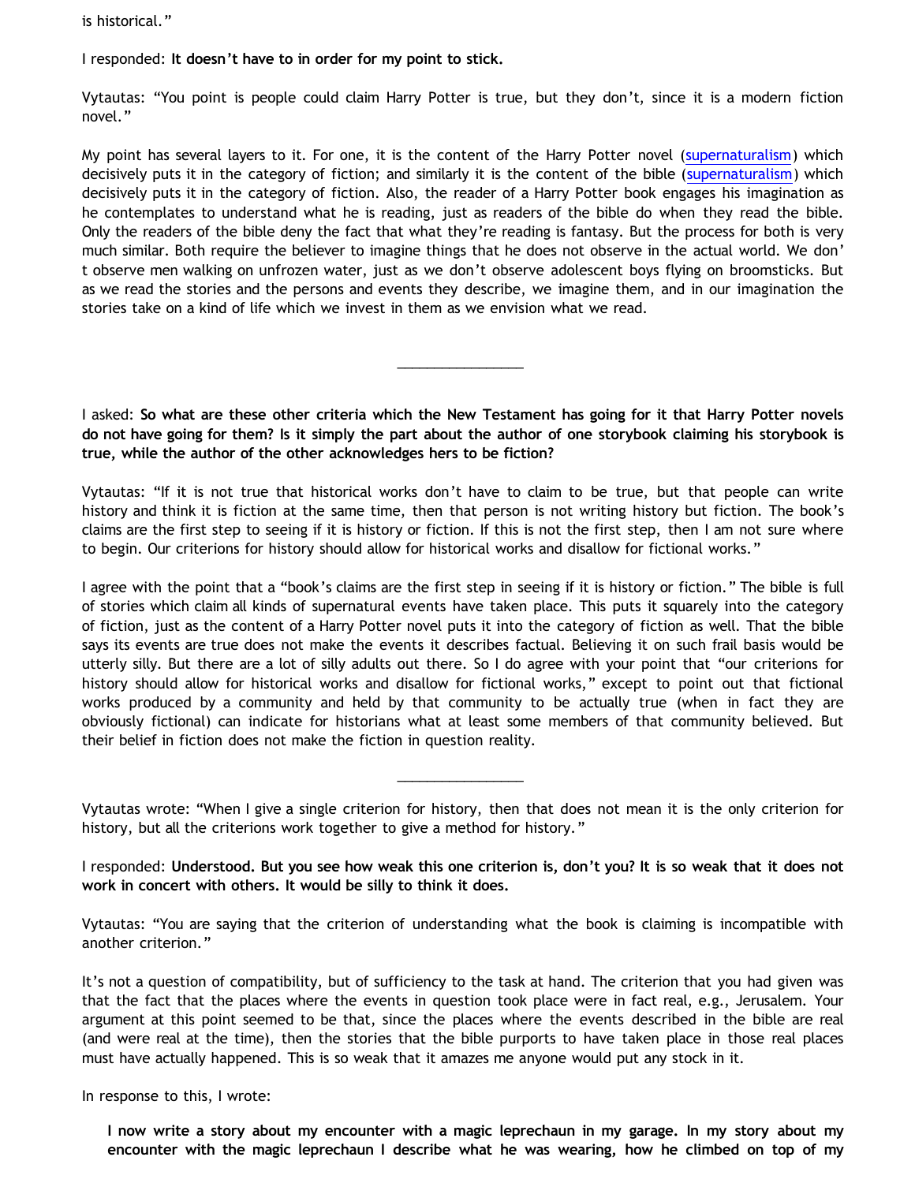is historical."

I responded: **It doesn't have to in order for my point to stick.**

Vytautas: "You point is people could claim Harry Potter is true, but they don't, since it is a modern fiction novel."

My point has several layers to it. For one, it is the content of the Harry Potter novel (supernaturalism) which decisively puts it in the category of fiction; and similarly it is the content of the bible (supernaturalism) which decisively puts it in the category of fiction. Also, the reader of a Harry Potter book engages his imagination as he contemplates to understand what he is reading, just as readers of the bible do when they read the bible. Only the readers of the bible deny the fact that what they're reading is fantasy. But the process for both is very much similar. Both require the believer to imagine things that he does not observe in the actual world. We don't observe men walking on unfrozen water, just as we don't observe adolescent boys flying on broomsticks. But as we read the stories and the persons and events they describe, we imagine them, and in our imagination the stories take on a kind of life which we invest in them as we envision what we read.

---

I asked: **So what are these other criteria which the New Testament has going for it that Harry Potter novels do not have going for them? Is it simply the part about the author of one storybook claiming his storybook is true, while the author of the other acknowledges hers to be fiction?**

Vytautas: "If it is not true that historical works don't have to claim to be true, but that people can write history and think it is fiction at the same time, then that person is not writing history but fiction. The book's claims are the first step to seeing if it is history or fiction. If this is not the first step, then I am not sure where to begin. Our criterions for history should allow for historical works and disallow for fictional works."

I agree with the point that a "book's claims are the first step in seeing if it is history or fiction." The bible is full of stories which claim all kinds of supernatural events have taken place. This puts it squarely into the category of fiction, just as the content of a Harry Potter novel puts it into the category of fiction as well. That the bible says its events are true does not make the events it describes factual. Believing it on such frail basis would be utterly silly. But there are a lot of silly adults out there. So I do agree with your point that "our criterions for history should allow for historical works and disallow for fictional works," except to point out that fictional works produced by a community and held by that community to be actually true (when in fact they are obviously fictional) can indicate for historians what at least some members of that community believed. But their belief in fiction does not make the fiction in question reality.

---

Vytautas wrote: "When I give a single criterion for history, then that does not mean it is the only criterion for history, but all the criterions work together to give a method for history."

I responded: **Understood. But you see how weak this one criterion is, don't you? It is so weak that it does not work in concert with others. It would be silly to think it does.**

Vytautas: "You are saying that the criterion of understanding what the book is claiming is incompatible with another criterion."

It's not a question of compatibility, but of sufficiency to the task at hand. The criterion that you had given was that the fact that the places where the events in question took place were in fact real, e.g., Jerusalem. Your argument at this point seemed to be that, since the places where the events described in the bible are real (and were real at the time), then the stories that the bible purports to have taken place in those real places must have actually happened. This is so weak that it amazes me anyone would put any stock in it.

In response to this, I wrote:

> **I now write a story about my encounter with a magic leprechaun in my garage. In my story about my encounter with the magic leprechaun I describe what he was wearing, how he climbed on top of my**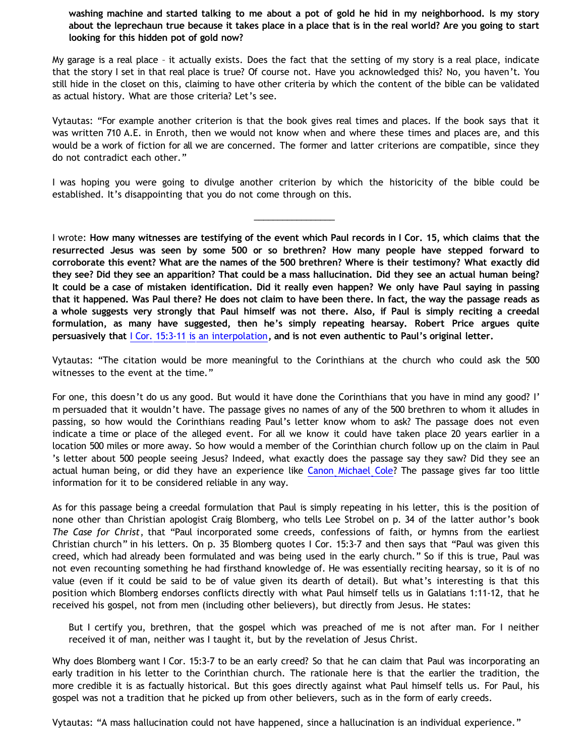**washing machine and started talking to me about a pot of gold he hid in my neighborhood. Is my story about the leprechaun true because it takes place in a place that is in the real world? Are you going to start looking for this hidden pot of gold now?**

My garage is a real place – it actually exists. Does the fact that the setting of my story is a real place, indicate that the story I set in that real place is true? Of course not. Have you acknowledged this? No, you haven't. You still hide in the closet on this, claiming to have other criteria by which the content of the bible can be validated as actual history. What are those criteria? Let's see.

Vytautas: "For example another criterion is that the book gives real times and places. If the book says that it was written 710 A.E. in Enroth, then we would not know when and where these times and places are, and this would be a work of fiction for all we are concerned. The former and latter criterions are compatible, since they do not contradict each other."

I was hoping you were going to divulge another criterion by which the historicity of the bible could be established. It's disappointing that you do not come through on this.

---

I wrote: **How many witnesses are testifying of the event which Paul records in I Cor. 15, which claims that the resurrected Jesus was seen by some 500 or so brethren? How many people have stepped forward to corroborate this event? What are the names of the 500 brethren? Where is their testimony? What exactly did they see? Did they see an apparition? That could be a mass hallucination. Did they see an actual human being? It could be a case of mistaken identification. Did it really even happen? We only have Paul saying in passing that it happened. Was Paul there? He does not claim to have been there. In fact, the way the passage reads as a whole suggests very strongly that Paul himself was not there. Also, if Paul is simply reciting a creedal formulation, as many have suggested, then he's simply repeating hearsay. Robert Price argues quite persuasively that I Cor. 15:3-11 is an interpolation, and is not even authentic to Paul's original letter.**

Vytautas: "The citation would be more meaningful to the Corinthians at the church who could ask the 500 witnesses to the event at the time."

For one, this doesn't do us any good. But would it have done the Corinthians that you have in mind any good? I'm persuaded that it wouldn't have. The passage gives no names of any of the 500 brethren to whom it alludes in passing, so how would the Corinthians reading Paul's letter know whom to ask? The passage does not even indicate a time or place of the alleged event. For all we know it could have taken place 20 years earlier in a location 500 miles or more away. So how would a member of the Corinthian church follow up on the claim in Paul's letter about 500 people seeing Jesus? Indeed, what exactly does the passage say they saw? Did they see an actual human being, or did they have an experience like Canon Michael Cole? The passage gives far too little information for it to be considered reliable in any way.

As for this passage being a creedal formulation that Paul is simply repeating in his letter, this is the position of none other than Christian apologist Craig Blomberg, who tells Lee Strobel on p. 34 of the latter author's book *The Case for Christ*, that "Paul incorporated some creeds, confessions of faith, or hymns from the earliest Christian church" in his letters. On p. 35 Blomberg quotes I Cor. 15:3-7 and then says that "Paul was given this creed, which had already been formulated and was being used in the early church." So if this is true, Paul was not even recounting something he had firsthand knowledge of. He was essentially reciting hearsay, so it is of no value (even if it could be said to be of value given its dearth of detail). But what's interesting is that this position which Blomberg endorses conflicts directly with what Paul himself tells us in Galatians 1:11-12, that he received his gospel, not from men (including other believers), but directly from Jesus. He states:

> But I certify you, brethren, that the gospel which was preached of me is not after man. For I neither received it of man, neither was I taught it, but by the revelation of Jesus Christ.

Why does Blomberg want I Cor. 15:3-7 to be an early creed? So that he can claim that Paul was incorporating an early tradition in his letter to the Corinthian church. The rationale here is that the earlier the tradition, the more credible it is as factually historical. But this goes directly against what Paul himself tells us. For Paul, his gospel was not a tradition that he picked up from other believers, such as in the form of early creeds.

Vytautas: "A mass hallucination could not have happened, since a hallucination is an individual experience."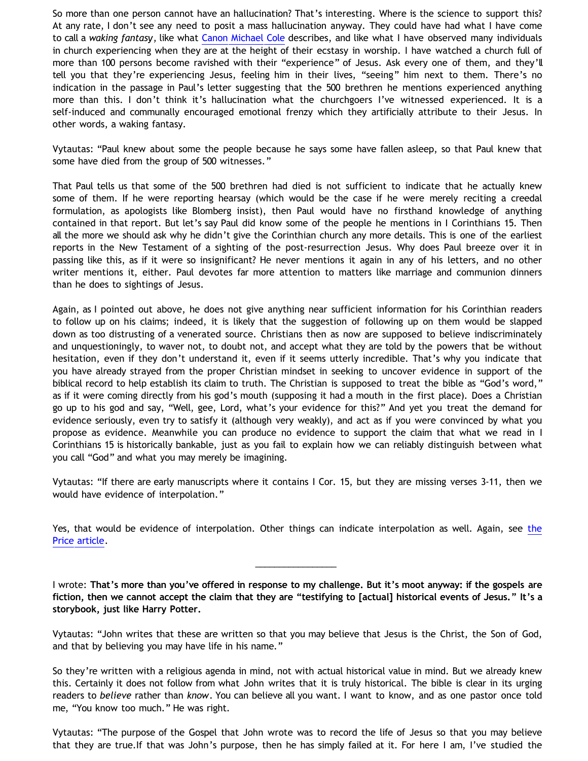So more than one person cannot have an hallucination? That's interesting. Where is the science to support this? At any rate, I don't see any need to posit a mass hallucination anyway. They could have had what I have come to call a *waking fantasy*, like what Canon Michael Cole describes, and like what I have observed many individuals in church experiencing when they are at the height of their ecstasy in worship. I have watched a church full of more than 100 persons become ravished with their "experience" of Jesus. Ask every one of them, and they'll tell you that they're experiencing Jesus, feeling him in their lives, "seeing" him next to them. There's no indication in the passage in Paul's letter suggesting that the 500 brethren he mentions experienced anything more than this. I don't think it's hallucination what the churchgoers I've witnessed experienced. It is a self-induced and communally encouraged emotional frenzy which they artificially attribute to their Jesus. In other words, a waking fantasy.

Vytautas: "Paul knew about some the people because he says some have fallen asleep, so that Paul knew that some have died from the group of 500 witnesses."

That Paul tells us that some of the 500 brethren had died is not sufficient to indicate that he actually knew some of them. If he were reporting hearsay (which would be the case if he were merely reciting a creedal formulation, as apologists like Blomberg insist), then Paul would have no firsthand knowledge of anything contained in that report. But let's say Paul did know some of the people he mentions in I Corinthians 15. Then all the more we should ask why he didn't give the Corinthian church any more details. This is one of the earliest reports in the New Testament of a sighting of the post-resurrection Jesus. Why does Paul breeze over it in passing like this, as if it were so insignificant? He never mentions it again in any of his letters, and no other writer mentions it, either. Paul devotes far more attention to matters like marriage and communion dinners than he does to sightings of Jesus.

Again, as I pointed out above, he does not give anything near sufficient information for his Corinthian readers to follow up on his claims; indeed, it is likely that the suggestion of following up on them would be slapped down as too distrusting of a venerated source. Christians then as now are supposed to believe indiscriminately and unquestioningly, to waver not, to doubt not, and accept what they are told by the powers that be without hesitation, even if they don't understand it, even if it seems utterly incredible. That's why you indicate that you have already strayed from the proper Christian mindset in seeking to uncover evidence in support of the biblical record to help establish its claim to truth. The Christian is supposed to treat the bible as "God's word," as if it were coming directly from his god's mouth (supposing it had a mouth in the first place). Does a Christian go up to his god and say, "Well, gee, Lord, what's your evidence for this?" And yet you treat the demand for evidence seriously, even try to satisfy it (although very weakly), and act as if you were convinced by what you propose as evidence. Meanwhile you can produce no evidence to support the claim that what we read in I Corinthians 15 is historically bankable, just as you fail to explain how we can reliably distinguish between what you call "God" and what you may merely be imagining.

Vytautas: "If there are early manuscripts where it contains I Cor. 15, but they are missing verses 3-11, then we would have evidence of interpolation."

Yes, that would be evidence of interpolation. Other things can indicate interpolation as well. Again, see the Price article.

---

I wrote: **That's more than you've offered in response to my challenge. But it's moot anyway: if the gospels are fiction, then we cannot accept the claim that they are "testifying to [actual] historical events of Jesus." It's a storybook, just like Harry Potter.**

Vytautas: "John writes that these are written so that you may believe that Jesus is the Christ, the Son of God, and that by believing you may have life in his name."

So they're written with a religious agenda in mind, not with actual historical value in mind. But we already knew this. Certainly it does not follow from what John writes that it is truly historical. The bible is clear in its urging readers to *believe* rather than *know*. You can believe all you want. I want to know, and as one pastor once told me, "You know too much." He was right.

Vytautas: "The purpose of the Gospel that John wrote was to record the life of Jesus so that you may believe that they are true.If that was John's purpose, then he has simply failed at it. For here I am, I've studied the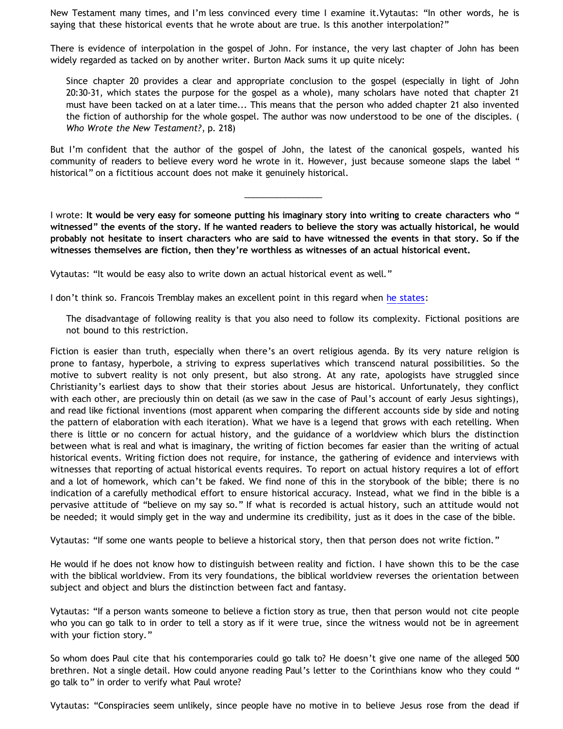New Testament many times, and I'm less convinced every time I examine it.Vytautas: "In other words, he is saying that these historical events that he wrote about are true. Is this another interpolation?"

There is evidence of interpolation in the gospel of John. For instance, the very last chapter of John has been widely regarded as tacked on by another writer. Burton Mack sums it up quite nicely:

> Since chapter 20 provides a clear and appropriate conclusion to the gospel (especially in light of John 20:30-31, which states the purpose for the gospel as a whole), many scholars have noted that chapter 21 must have been tacked on at a later time... This means that the person who added chapter 21 also invented the fiction of authorship for the whole gospel. The author was now understood to be one of the disciples. (*Who Wrote the New Testament?*, p. 218)

But I'm confident that the author of the gospel of John, the latest of the canonical gospels, wanted his community of readers to believe every word he wrote in it. However, just because someone slaps the label "historical" on a fictitious account does not make it genuinely historical.

---

I wrote: **It would be very easy for someone putting his imaginary story into writing to create characters who "witnessed" the events of the story. If he wanted readers to believe the story was actually historical, he would probably not hesitate to insert characters who are said to have witnessed the events in that story. So if the witnesses themselves are fiction, then they're worthless as witnesses of an actual historical event.**

Vytautas: "It would be easy also to write down an actual historical event as well."

I don't think so. Francois Tremblay makes an excellent point in this regard when he states:

> The disadvantage of following reality is that you also need to follow its complexity. Fictional positions are not bound to this restriction.

Fiction is easier than truth, especially when there's an overt religious agenda. By its very nature religion is prone to fantasy, hyperbole, a striving to express superlatives which transcend natural possibilities. So the motive to subvert reality is not only present, but also strong. At any rate, apologists have struggled since Christianity's earliest days to show that their stories about Jesus are historical. Unfortunately, they conflict with each other, are preciously thin on detail (as we saw in the case of Paul's account of early Jesus sightings), and read like fictional inventions (most apparent when comparing the different accounts side by side and noting the pattern of elaboration with each iteration). What we have is a legend that grows with each retelling. When there is little or no concern for actual history, and the guidance of a worldview which blurs the distinction between what is real and what is imaginary, the writing of fiction becomes far easier than the writing of actual historical events. Writing fiction does not require, for instance, the gathering of evidence and interviews with witnesses that reporting of actual historical events requires. To report on actual history requires a lot of effort and a lot of homework, which can't be faked. We find none of this in the storybook of the bible; there is no indication of a carefully methodical effort to ensure historical accuracy. Instead, what we find in the bible is a pervasive attitude of "believe on my say so." If what is recorded is actual history, such an attitude would not be needed; it would simply get in the way and undermine its credibility, just as it does in the case of the bible.

Vytautas: "If some one wants people to believe a historical story, then that person does not write fiction."

He would if he does not know how to distinguish between reality and fiction. I have shown this to be the case with the biblical worldview. From its very foundations, the biblical worldview reverses the orientation between subject and object and blurs the distinction between fact and fantasy.

Vytautas: "If a person wants someone to believe a fiction story as true, then that person would not cite people who you can go talk to in order to tell a story as if it were true, since the witness would not be in agreement with your fiction story."

So whom does Paul cite that his contemporaries could go talk to? He doesn't give one name of the alleged 500 brethren. Not a single detail. How could anyone reading Paul's letter to the Corinthians know who they could "go talk to" in order to verify what Paul wrote?

Vytautas: "Conspiracies seem unlikely, since people have no motive in to believe Jesus rose from the dead if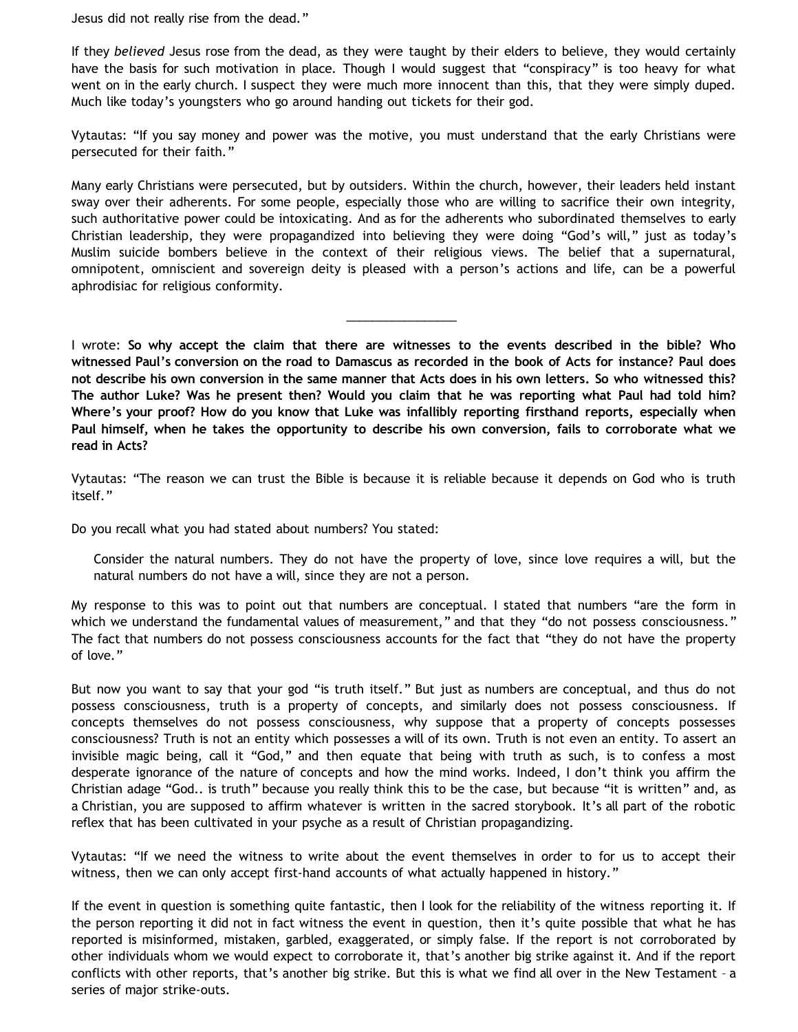Jesus did not really rise from the dead."

If they *believed* Jesus rose from the dead, as they were taught by their elders to believe, they would certainly have the basis for such motivation in place. Though I would suggest that "conspiracy" is too heavy for what went on in the early church. I suspect they were much more innocent than this, that they were simply duped. Much like today's youngsters who go around handing out tickets for their god.

Vytautas: "If you say money and power was the motive, you must understand that the early Christians were persecuted for their faith."

Many early Christians were persecuted, but by outsiders. Within the church, however, their leaders held instant sway over their adherents. For some people, especially those who are willing to sacrifice their own integrity, such authoritative power could be intoxicating. And as for the adherents who subordinated themselves to early Christian leadership, they were propagandized into believing they were doing "God's will," just as today's Muslim suicide bombers believe in the context of their religious views. The belief that a supernatural, omnipotent, omniscient and sovereign deity is pleased with a person's actions and life, can be a powerful aphrodisiac for religious conformity.

________________

I wrote: **So why accept the claim that there are witnesses to the events described in the bible? Who witnessed Paul's conversion on the road to Damascus as recorded in the book of Acts for instance? Paul does not describe his own conversion in the same manner that Acts does in his own letters. So who witnessed this? The author Luke? Was he present then? Would you claim that he was reporting what Paul had told him? Where's your proof? How do you know that Luke was infallibly reporting firsthand reports, especially when Paul himself, when he takes the opportunity to describe his own conversion, fails to corroborate what we read in Acts?**

Vytautas: "The reason we can trust the Bible is because it is reliable because it depends on God who is truth itself."

Do you recall what you had stated about numbers? You stated:

> Consider the natural numbers. They do not have the property of love, since love requires a will, but the natural numbers do not have a will, since they are not a person.

My response to this was to point out that numbers are conceptual. I stated that numbers "are the form in which we understand the fundamental values of measurement," and that they "do not possess consciousness." The fact that numbers do not possess consciousness accounts for the fact that "they do not have the property of love."

But now you want to say that your god "is truth itself." But just as numbers are conceptual, and thus do not possess consciousness, truth is a property of concepts, and similarly does not possess consciousness. If concepts themselves do not possess consciousness, why suppose that a property of concepts possesses consciousness? Truth is not an entity which possesses a will of its own. Truth is not even an entity. To assert an invisible magic being, call it "God," and then equate that being with truth as such, is to confess a most desperate ignorance of the nature of concepts and how the mind works. Indeed, I don't think you affirm the Christian adage "God.. is truth" because you really think this to be the case, but because "it is written" and, as a Christian, you are supposed to affirm whatever is written in the sacred storybook. It's all part of the robotic reflex that has been cultivated in your psyche as a result of Christian propagandizing.

Vytautas: "If we need the witness to write about the event themselves in order to for us to accept their witness, then we can only accept first-hand accounts of what actually happened in history."

If the event in question is something quite fantastic, then I look for the reliability of the witness reporting it. If the person reporting it did not in fact witness the event in question, then it's quite possible that what he has reported is misinformed, mistaken, garbled, exaggerated, or simply false. If the report is not corroborated by other individuals whom we would expect to corroborate it, that's another big strike against it. And if the report conflicts with other reports, that's another big strike. But this is what we find all over in the New Testament – a series of major strike-outs.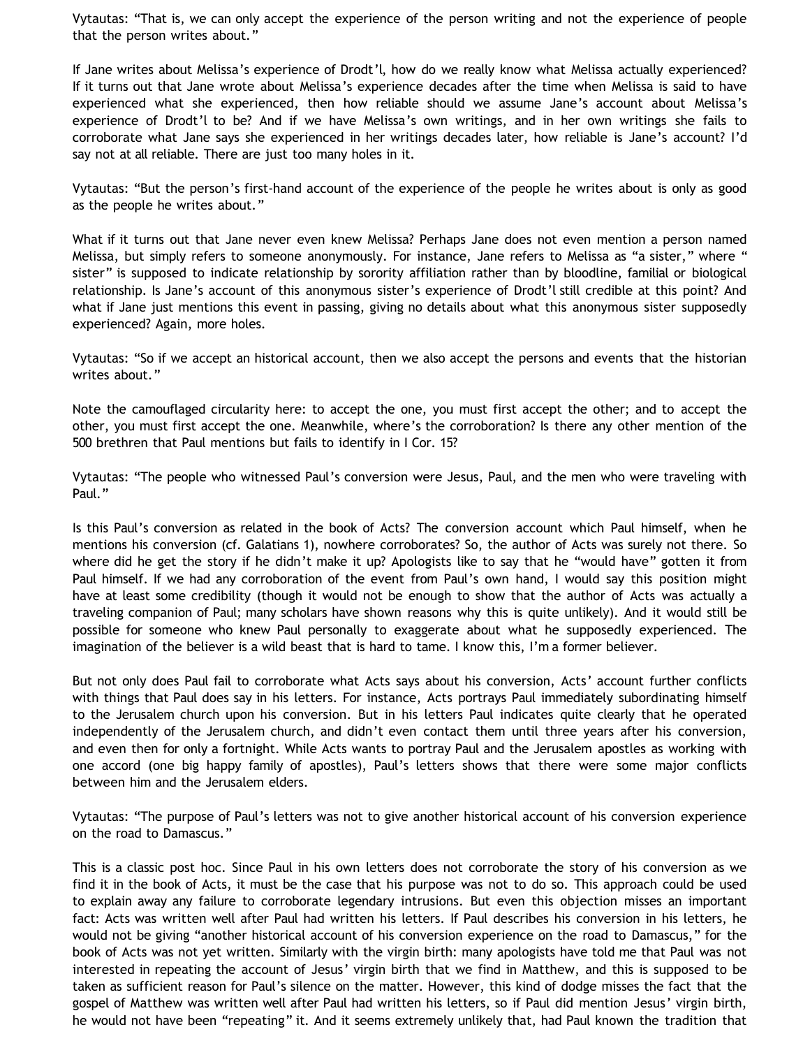Vytautas: "That is, we can only accept the experience of the person writing and not the experience of people that the person writes about."

If Jane writes about Melissa's experience of Drodt'l, how do we really know what Melissa actually experienced? If it turns out that Jane wrote about Melissa's experience decades after the time when Melissa is said to have experienced what she experienced, then how reliable should we assume Jane's account about Melissa's experience of Drodt'l to be? And if we have Melissa's own writings, and in her own writings she fails to corroborate what Jane says she experienced in her writings decades later, how reliable is Jane's account? I'd say not at all reliable. There are just too many holes in it.

Vytautas: "But the person's first-hand account of the experience of the people he writes about is only as good as the people he writes about."

What if it turns out that Jane never even knew Melissa? Perhaps Jane does not even mention a person named Melissa, but simply refers to someone anonymously. For instance, Jane refers to Melissa as "a sister," where " sister" is supposed to indicate relationship by sorority affiliation rather than by bloodline, familial or biological relationship. Is Jane's account of this anonymous sister's experience of Drodt'l still credible at this point? And what if Jane just mentions this event in passing, giving no details about what this anonymous sister supposedly experienced? Again, more holes.

Vytautas: "So if we accept an historical account, then we also accept the persons and events that the historian writes about."

Note the camouflaged circularity here: to accept the one, you must first accept the other; and to accept the other, you must first accept the one. Meanwhile, where's the corroboration? Is there any other mention of the 500 brethren that Paul mentions but fails to identify in I Cor. 15?

Vytautas: "The people who witnessed Paul's conversion were Jesus, Paul, and the men who were traveling with Paul."

Is this Paul's conversion as related in the book of Acts? The conversion account which Paul himself, when he mentions his conversion (cf. Galatians 1), nowhere corroborates? So, the author of Acts was surely not there. So where did he get the story if he didn't make it up? Apologists like to say that he "would have" gotten it from Paul himself. If we had any corroboration of the event from Paul's own hand, I would say this position might have at least some credibility (though it would not be enough to show that the author of Acts was actually a traveling companion of Paul; many scholars have shown reasons why this is quite unlikely). And it would still be possible for someone who knew Paul personally to exaggerate about what he supposedly experienced. The imagination of the believer is a wild beast that is hard to tame. I know this, I'm a former believer.

But not only does Paul fail to corroborate what Acts says about his conversion, Acts' account further conflicts with things that Paul does say in his letters. For instance, Acts portrays Paul immediately subordinating himself to the Jerusalem church upon his conversion. But in his letters Paul indicates quite clearly that he operated independently of the Jerusalem church, and didn't even contact them until three years after his conversion, and even then for only a fortnight. While Acts wants to portray Paul and the Jerusalem apostles as working with one accord (one big happy family of apostles), Paul's letters shows that there were some major conflicts between him and the Jerusalem elders.

Vytautas: "The purpose of Paul's letters was not to give another historical account of his conversion experience on the road to Damascus."

This is a classic post hoc. Since Paul in his own letters does not corroborate the story of his conversion as we find it in the book of Acts, it must be the case that his purpose was not to do so. This approach could be used to explain away any failure to corroborate legendary intrusions. But even this objection misses an important fact: Acts was written well after Paul had written his letters. If Paul describes his conversion in his letters, he would not be giving "another historical account of his conversion experience on the road to Damascus," for the book of Acts was not yet written. Similarly with the virgin birth: many apologists have told me that Paul was not interested in repeating the account of Jesus' virgin birth that we find in Matthew, and this is supposed to be taken as sufficient reason for Paul's silence on the matter. However, this kind of dodge misses the fact that the gospel of Matthew was written well after Paul had written his letters, so if Paul did mention Jesus' virgin birth, he would not have been "repeating" it. And it seems extremely unlikely that, had Paul known the tradition that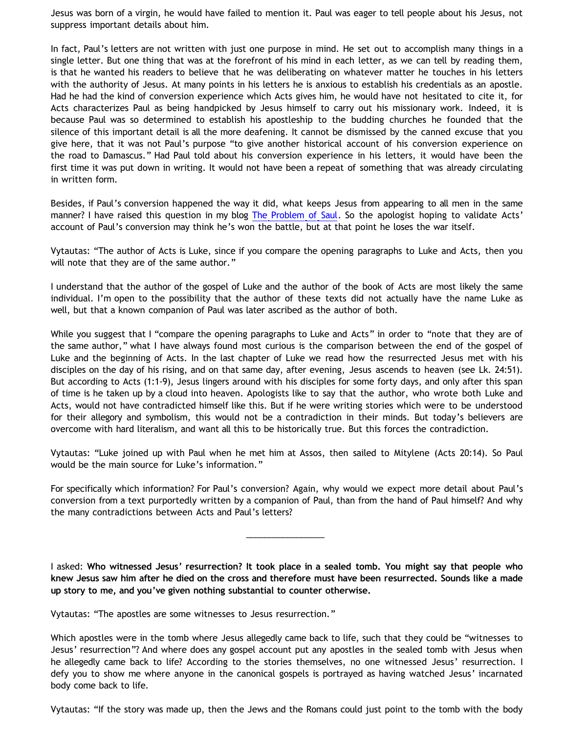Jesus was born of a virgin, he would have failed to mention it. Paul was eager to tell people about his Jesus, not suppress important details about him.

In fact, Paul's letters are not written with just one purpose in mind. He set out to accomplish many things in a single letter. But one thing that was at the forefront of his mind in each letter, as we can tell by reading them, is that he wanted his readers to believe that he was deliberating on whatever matter he touches in his letters with the authority of Jesus. At many points in his letters he is anxious to establish his credentials as an apostle. Had he had the kind of conversion experience which Acts gives him, he would have not hesitated to cite it, for Acts characterizes Paul as being handpicked by Jesus himself to carry out his missionary work. Indeed, it is because Paul was so determined to establish his apostleship to the budding churches he founded that the silence of this important detail is all the more deafening. It cannot be dismissed by the canned excuse that you give here, that it was not Paul's purpose "to give another historical account of his conversion experience on the road to Damascus." Had Paul told about his conversion experience in his letters, it would have been the first time it was put down in writing. It would not have been a repeat of something that was already circulating in written form.

Besides, if Paul's conversion happened the way it did, what keeps Jesus from appearing to all men in the same manner? I have raised this question in my blog [The Problem of Saul](). So the apologist hoping to validate Acts' account of Paul's conversion may think he's won the battle, but at that point he loses the war itself.

Vytautas: "The author of Acts is Luke, since if you compare the opening paragraphs to Luke and Acts, then you will note that they are of the same author."

I understand that the author of the gospel of Luke and the author of the book of Acts are most likely the same individual. I'm open to the possibility that the author of these texts did not actually have the name Luke as well, but that a known companion of Paul was later ascribed as the author of both.

While you suggest that I "compare the opening paragraphs to Luke and Acts" in order to "note that they are of the same author," what I have always found most curious is the comparison between the end of the gospel of Luke and the beginning of Acts. In the last chapter of Luke we read how the resurrected Jesus met with his disciples on the day of his rising, and on that same day, after evening, Jesus ascends to heaven (see Lk. 24:51). But according to Acts (1:1-9), Jesus lingers around with his disciples for some forty days, and only after this span of time is he taken up by a cloud into heaven. Apologists like to say that the author, who wrote both Luke and Acts, would not have contradicted himself like this. But if he were writing stories which were to be understood for their allegory and symbolism, this would not be a contradiction in their minds. But today's believers are overcome with hard literalism, and want all this to be historically true. But this forces the contradiction.

Vytautas: "Luke joined up with Paul when he met him at Assos, then sailed to Mitylene (Acts 20:14). So Paul would be the main source for Luke's information."

For specifically which information? For Paul's conversion? Again, why would we expect more detail about Paul's conversion from a text purportedly written by a companion of Paul, than from the hand of Paul himself? And why the many contradictions between Acts and Paul's letters?

---

I asked: **Who witnessed Jesus' resurrection? It took place in a sealed tomb. You might say that people who knew Jesus saw him after he died on the cross and therefore must have been resurrected. Sounds like a made up story to me, and you've given nothing substantial to counter otherwise.**

Vytautas: "The apostles are some witnesses to Jesus resurrection."

Which apostles were in the tomb where Jesus allegedly came back to life, such that they could be "witnesses to Jesus' resurrection"? And where does any gospel account put any apostles in the sealed tomb with Jesus when he allegedly came back to life? According to the stories themselves, no one witnessed Jesus' resurrection. I defy you to show me where anyone in the canonical gospels is portrayed as having watched Jesus' incarnated body come back to life.

Vytautas: "If the story was made up, then the Jews and the Romans could just point to the tomb with the body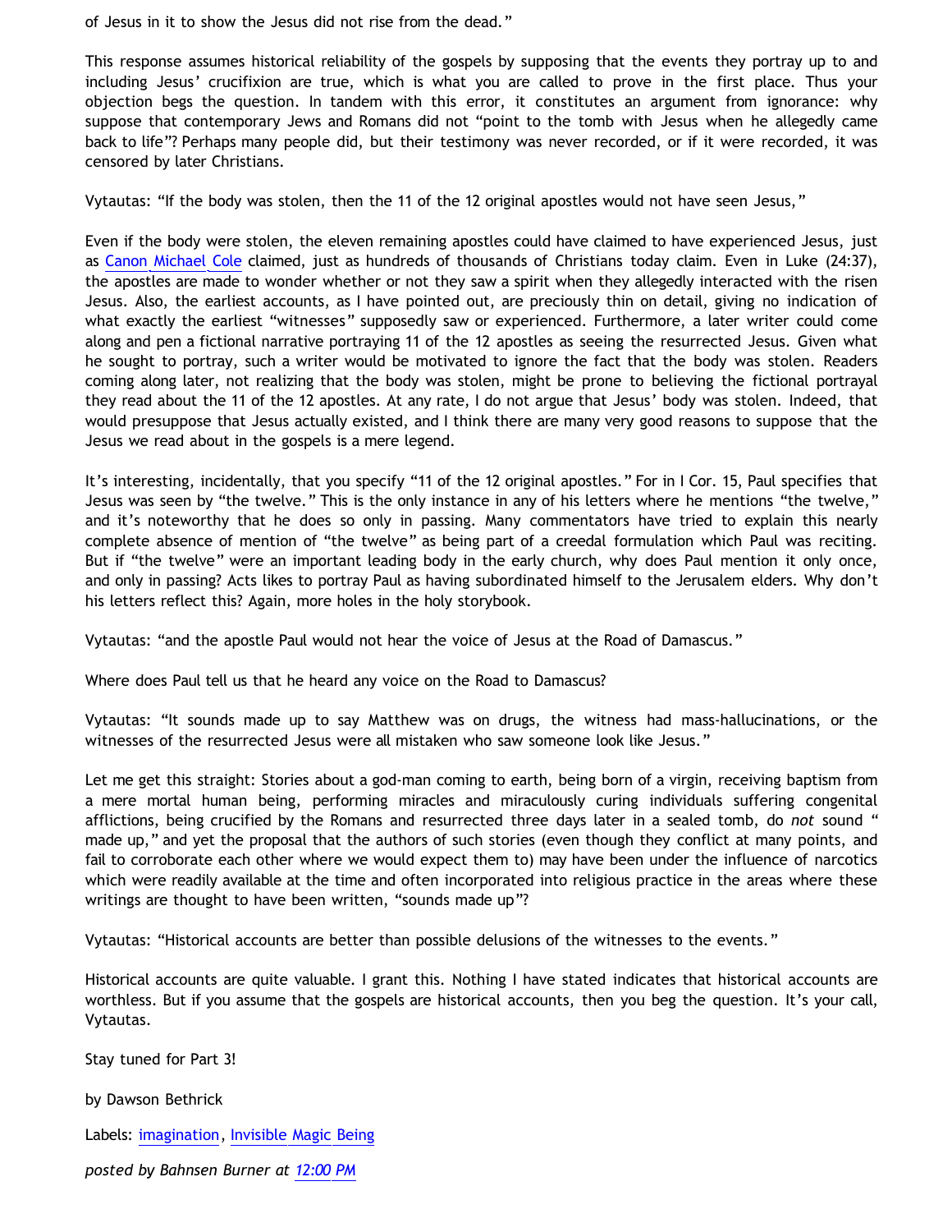of Jesus in it to show the Jesus did not rise from the dead."

This response assumes historical reliability of the gospels by supposing that the events they portray up to and including Jesus' crucifixion are true, which is what you are called to prove in the first place. Thus your objection begs the question. In tandem with this error, it constitutes an argument from ignorance: why suppose that contemporary Jews and Romans did not "point to the tomb with Jesus when he allegedly came back to life"? Perhaps many people did, but their testimony was never recorded, or if it were recorded, it was censored by later Christians.

Vytautas: "If the body was stolen, then the 11 of the 12 original apostles would not have seen Jesus,"

Even if the body were stolen, the eleven remaining apostles could have claimed to have experienced Jesus, just as Canon Michael Cole claimed, just as hundreds of thousands of Christians today claim. Even in Luke (24:37), the apostles are made to wonder whether or not they saw a spirit when they allegedly interacted with the risen Jesus. Also, the earliest accounts, as I have pointed out, are preciously thin on detail, giving no indication of what exactly the earliest "witnesses" supposedly saw or experienced. Furthermore, a later writer could come along and pen a fictional narrative portraying 11 of the 12 apostles as seeing the resurrected Jesus. Given what he sought to portray, such a writer would be motivated to ignore the fact that the body was stolen. Readers coming along later, not realizing that the body was stolen, might be prone to believing the fictional portrayal they read about the 11 of the 12 apostles. At any rate, I do not argue that Jesus' body was stolen. Indeed, that would presuppose that Jesus actually existed, and I think there are many very good reasons to suppose that the Jesus we read about in the gospels is a mere legend.

It's interesting, incidentally, that you specify "11 of the 12 original apostles." For in I Cor. 15, Paul specifies that Jesus was seen by "the twelve." This is the only instance in any of his letters where he mentions "the twelve," and it's noteworthy that he does so only in passing. Many commentators have tried to explain this nearly complete absence of mention of "the twelve" as being part of a creedal formulation which Paul was reciting. But if "the twelve" were an important leading body in the early church, why does Paul mention it only once, and only in passing? Acts likes to portray Paul as having subordinated himself to the Jerusalem elders. Why don't his letters reflect this? Again, more holes in the holy storybook.

Vytautas: "and the apostle Paul would not hear the voice of Jesus at the Road of Damascus."

Where does Paul tell us that he heard any voice on the Road to Damascus?

Vytautas: "It sounds made up to say Matthew was on drugs, the witness had mass-hallucinations, or the witnesses of the resurrected Jesus were all mistaken who saw someone look like Jesus."

Let me get this straight: Stories about a god-man coming to earth, being born of a virgin, receiving baptism from a mere mortal human being, performing miracles and miraculously curing individuals suffering congenital afflictions, being crucified by the Romans and resurrected three days later in a sealed tomb, do *not* sound "made up," and yet the proposal that the authors of such stories (even though they conflict at many points, and fail to corroborate each other where we would expect them to) may have been under the influence of narcotics which were readily available at the time and often incorporated into religious practice in the areas where these writings are thought to have been written, "sounds made up"?

Vytautas: "Historical accounts are better than possible delusions of the witnesses to the events."

Historical accounts are quite valuable. I grant this. Nothing I have stated indicates that historical accounts are worthless. But if you assume that the gospels are historical accounts, then you beg the question. It's your call, Vytautas.

Stay tuned for Part 3!

by Dawson Bethrick

Labels: imagination, Invisible Magic Being

*posted by Bahnsen Burner at 12:00 PM*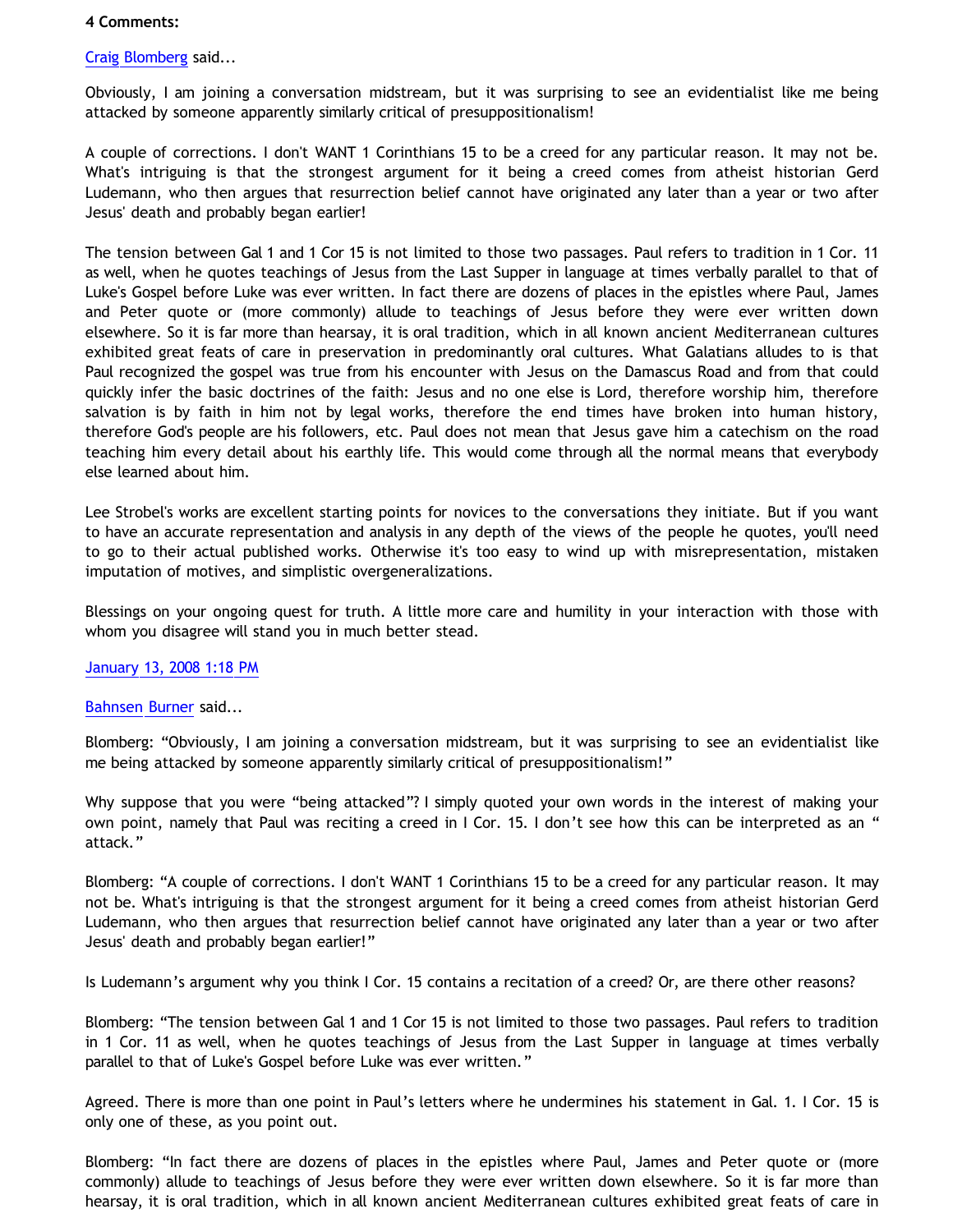**4 Comments:**

Craig Blomberg said...

Obviously, I am joining a conversation midstream, but it was surprising to see an evidentialist like me being attacked by someone apparently similarly critical of presuppositionalism!

A couple of corrections. I don't WANT 1 Corinthians 15 to be a creed for any particular reason. It may not be. What's intriguing is that the strongest argument for it being a creed comes from atheist historian Gerd Ludemann, who then argues that resurrection belief cannot have originated any later than a year or two after Jesus' death and probably began earlier!

The tension between Gal 1 and 1 Cor 15 is not limited to those two passages. Paul refers to tradition in 1 Cor. 11 as well, when he quotes teachings of Jesus from the Last Supper in language at times verbally parallel to that of Luke's Gospel before Luke was ever written. In fact there are dozens of places in the epistles where Paul, James and Peter quote or (more commonly) allude to teachings of Jesus before they were ever written down elsewhere. So it is far more than hearsay, it is oral tradition, which in all known ancient Mediterranean cultures exhibited great feats of care in preservation in predominantly oral cultures. What Galatians alludes to is that Paul recognized the gospel was true from his encounter with Jesus on the Damascus Road and from that could quickly infer the basic doctrines of the faith: Jesus and no one else is Lord, therefore worship him, therefore salvation is by faith in him not by legal works, therefore the end times have broken into human history, therefore God's people are his followers, etc. Paul does not mean that Jesus gave him a catechism on the road teaching him every detail about his earthly life. This would come through all the normal means that everybody else learned about him.

Lee Strobel's works are excellent starting points for novices to the conversations they initiate. But if you want to have an accurate representation and analysis in any depth of the views of the people he quotes, you'll need to go to their actual published works. Otherwise it's too easy to wind up with misrepresentation, mistaken imputation of motives, and simplistic overgeneralizations.

Blessings on your ongoing quest for truth. A little more care and humility in your interaction with those with whom you disagree will stand you in much better stead.

January 13, 2008 1:18 PM

Bahnsen Burner said...

Blomberg: "Obviously, I am joining a conversation midstream, but it was surprising to see an evidentialist like me being attacked by someone apparently similarly critical of presuppositionalism!"

Why suppose that you were "being attacked"? I simply quoted your own words in the interest of making your own point, namely that Paul was reciting a creed in I Cor. 15. I don't see how this can be interpreted as an " attack."

Blomberg: "A couple of corrections. I don't WANT 1 Corinthians 15 to be a creed for any particular reason. It may not be. What's intriguing is that the strongest argument for it being a creed comes from atheist historian Gerd Ludemann, who then argues that resurrection belief cannot have originated any later than a year or two after Jesus' death and probably began earlier!"

Is Ludemann's argument why you think I Cor. 15 contains a recitation of a creed? Or, are there other reasons?

Blomberg: "The tension between Gal 1 and 1 Cor 15 is not limited to those two passages. Paul refers to tradition in 1 Cor. 11 as well, when he quotes teachings of Jesus from the Last Supper in language at times verbally parallel to that of Luke's Gospel before Luke was ever written."

Agreed. There is more than one point in Paul's letters where he undermines his statement in Gal. 1. I Cor. 15 is only one of these, as you point out.

Blomberg: "In fact there are dozens of places in the epistles where Paul, James and Peter quote or (more commonly) allude to teachings of Jesus before they were ever written down elsewhere. So it is far more than hearsay, it is oral tradition, which in all known ancient Mediterranean cultures exhibited great feats of care in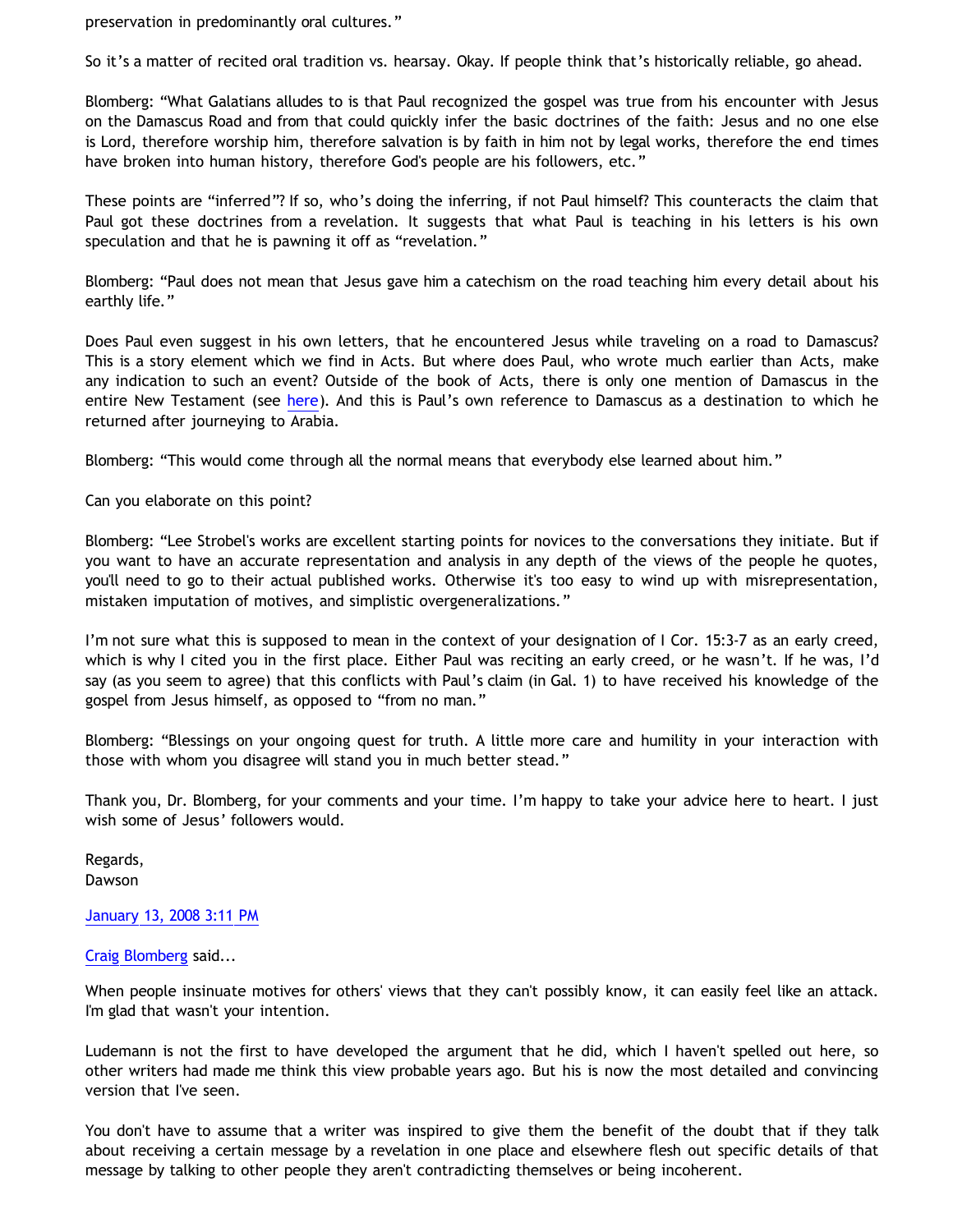preservation in predominantly oral cultures."

So it's a matter of recited oral tradition vs. hearsay. Okay. If people think that's historically reliable, go ahead.

Blomberg: "What Galatians alludes to is that Paul recognized the gospel was true from his encounter with Jesus on the Damascus Road and from that could quickly infer the basic doctrines of the faith: Jesus and no one else is Lord, therefore worship him, therefore salvation is by faith in him not by legal works, therefore the end times have broken into human history, therefore God's people are his followers, etc."

These points are "inferred"? If so, who's doing the inferring, if not Paul himself? This counteracts the claim that Paul got these doctrines from a revelation. It suggests that what Paul is teaching in his letters is his own speculation and that he is pawning it off as "revelation."

Blomberg: "Paul does not mean that Jesus gave him a catechism on the road teaching him every detail about his earthly life."

Does Paul even suggest in his own letters, that he encountered Jesus while traveling on a road to Damascus? This is a story element which we find in Acts. But where does Paul, who wrote much earlier than Acts, make any indication to such an event? Outside of the book of Acts, there is only one mention of Damascus in the entire New Testament (see here). And this is Paul's own reference to Damascus as a destination to which he returned after journeying to Arabia.

Blomberg: "This would come through all the normal means that everybody else learned about him."

Can you elaborate on this point?

Blomberg: "Lee Strobel's works are excellent starting points for novices to the conversations they initiate. But if you want to have an accurate representation and analysis in any depth of the views of the people he quotes, you'll need to go to their actual published works. Otherwise it's too easy to wind up with misrepresentation, mistaken imputation of motives, and simplistic overgeneralizations."

I'm not sure what this is supposed to mean in the context of your designation of I Cor. 15:3-7 as an early creed, which is why I cited you in the first place. Either Paul was reciting an early creed, or he wasn't. If he was, I'd say (as you seem to agree) that this conflicts with Paul's claim (in Gal. 1) to have received his knowledge of the gospel from Jesus himself, as opposed to "from no man."

Blomberg: "Blessings on your ongoing quest for truth. A little more care and humility in your interaction with those with whom you disagree will stand you in much better stead."

Thank you, Dr. Blomberg, for your comments and your time. I'm happy to take your advice here to heart. I just wish some of Jesus' followers would.

Regards,
Dawson

January 13, 2008 3:11 PM

Craig Blomberg said...

When people insinuate motives for others' views that they can't possibly know, it can easily feel like an attack. I'm glad that wasn't your intention.

Ludemann is not the first to have developed the argument that he did, which I haven't spelled out here, so other writers had made me think this view probable years ago. But his is now the most detailed and convincing version that I've seen.

You don't have to assume that a writer was inspired to give them the benefit of the doubt that if they talk about receiving a certain message by a revelation in one place and elsewhere flesh out specific details of that message by talking to other people they aren't contradicting themselves or being incoherent.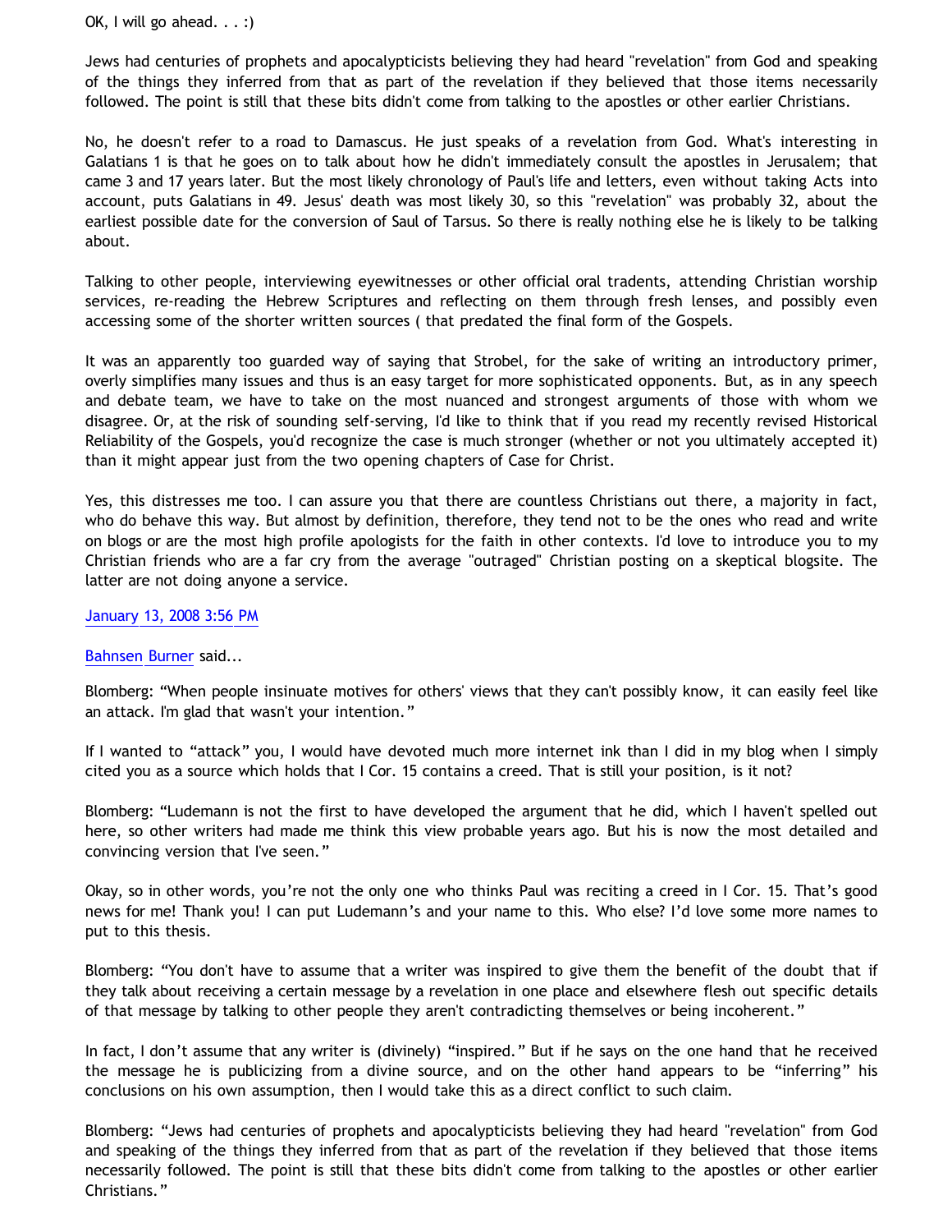OK, I will go ahead. . . :)

Jews had centuries of prophets and apocalypticists believing they had heard "revelation" from God and speaking of the things they inferred from that as part of the revelation if they believed that those items necessarily followed. The point is still that these bits didn't come from talking to the apostles or other earlier Christians.

No, he doesn't refer to a road to Damascus. He just speaks of a revelation from God. What's interesting in Galatians 1 is that he goes on to talk about how he didn't immediately consult the apostles in Jerusalem; that came 3 and 17 years later. But the most likely chronology of Paul's life and letters, even without taking Acts into account, puts Galatians in 49. Jesus' death was most likely 30, so this "revelation" was probably 32, about the earliest possible date for the conversion of Saul of Tarsus. So there is really nothing else he is likely to be talking about.

Talking to other people, interviewing eyewitnesses or other official oral tradents, attending Christian worship services, re-reading the Hebrew Scriptures and reflecting on them through fresh lenses, and possibly even accessing some of the shorter written sources ( that predated the final form of the Gospels.

It was an apparently too guarded way of saying that Strobel, for the sake of writing an introductory primer, overly simplifies many issues and thus is an easy target for more sophisticated opponents. But, as in any speech and debate team, we have to take on the most nuanced and strongest arguments of those with whom we disagree. Or, at the risk of sounding self-serving, I'd like to think that if you read my recently revised Historical Reliability of the Gospels, you'd recognize the case is much stronger (whether or not you ultimately accepted it) than it might appear just from the two opening chapters of Case for Christ.

Yes, this distresses me too. I can assure you that there are countless Christians out there, a majority in fact, who do behave this way. But almost by definition, therefore, they tend not to be the ones who read and write on blogs or are the most high profile apologists for the faith in other contexts. I'd love to introduce you to my Christian friends who are a far cry from the average "outraged" Christian posting on a skeptical blogsite. The latter are not doing anyone a service.

January 13, 2008 3:56 PM

Bahnsen Burner said...

Blomberg: "When people insinuate motives for others' views that they can't possibly know, it can easily feel like an attack. I'm glad that wasn't your intention."

If I wanted to "attack" you, I would have devoted much more internet ink than I did in my blog when I simply cited you as a source which holds that I Cor. 15 contains a creed. That is still your position, is it not?

Blomberg: "Ludemann is not the first to have developed the argument that he did, which I haven't spelled out here, so other writers had made me think this view probable years ago. But his is now the most detailed and convincing version that I've seen."

Okay, so in other words, you're not the only one who thinks Paul was reciting a creed in I Cor. 15. That's good news for me! Thank you! I can put Ludemann's and your name to this. Who else? I'd love some more names to put to this thesis.

Blomberg: "You don't have to assume that a writer was inspired to give them the benefit of the doubt that if they talk about receiving a certain message by a revelation in one place and elsewhere flesh out specific details of that message by talking to other people they aren't contradicting themselves or being incoherent."

In fact, I don't assume that any writer is (divinely) "inspired." But if he says on the one hand that he received the message he is publicizing from a divine source, and on the other hand appears to be "inferring" his conclusions on his own assumption, then I would take this as a direct conflict to such claim.

Blomberg: "Jews had centuries of prophets and apocalypticists believing they had heard "revelation" from God and speaking of the things they inferred from that as part of the revelation if they believed that those items necessarily followed. The point is still that these bits didn't come from talking to the apostles or other earlier Christians."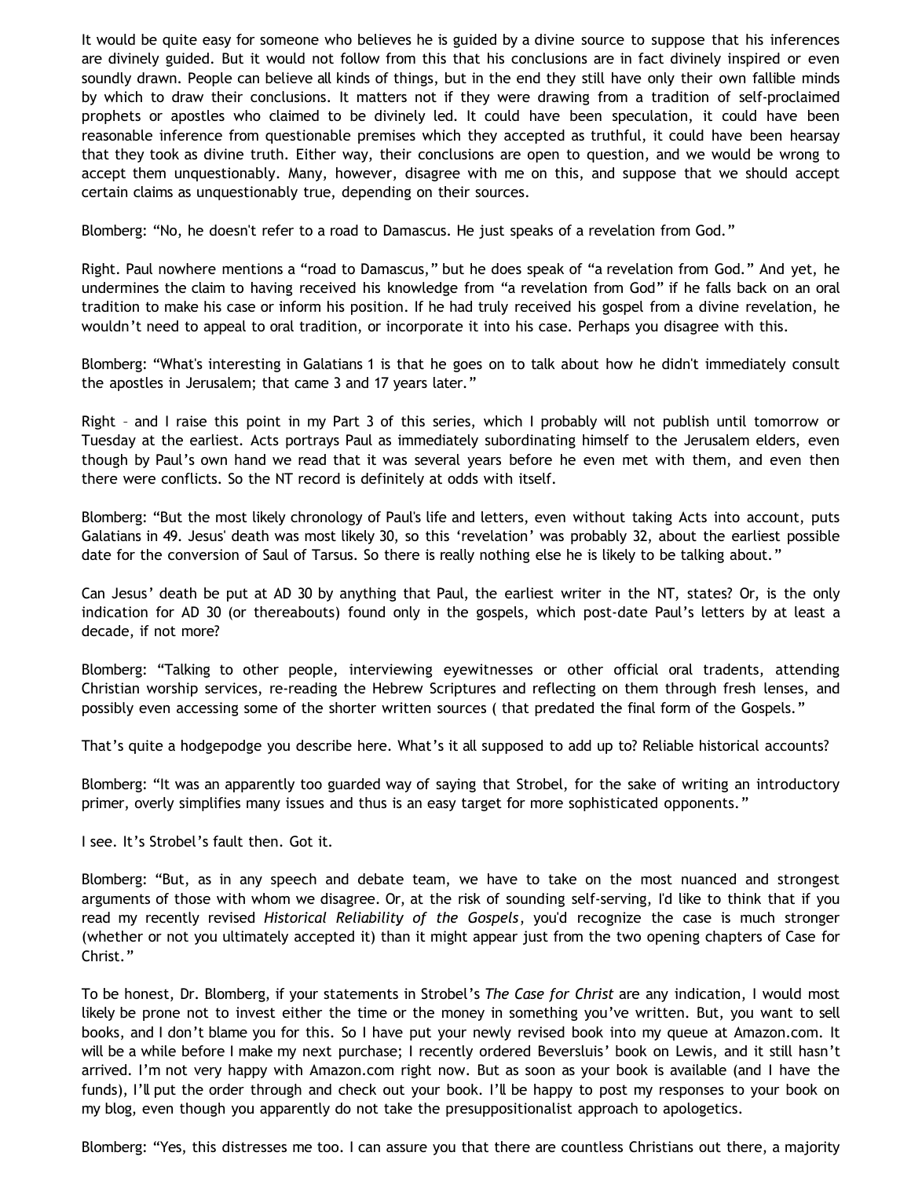It would be quite easy for someone who believes he is guided by a divine source to suppose that his inferences are divinely guided. But it would not follow from this that his conclusions are in fact divinely inspired or even soundly drawn. People can believe all kinds of things, but in the end they still have only their own fallible minds by which to draw their conclusions. It matters not if they were drawing from a tradition of self-proclaimed prophets or apostles who claimed to be divinely led. It could have been speculation, it could have been reasonable inference from questionable premises which they accepted as truthful, it could have been hearsay that they took as divine truth. Either way, their conclusions are open to question, and we would be wrong to accept them unquestionably. Many, however, disagree with me on this, and suppose that we should accept certain claims as unquestionably true, depending on their sources.

Blomberg: "No, he doesn't refer to a road to Damascus. He just speaks of a revelation from God."

Right. Paul nowhere mentions a "road to Damascus," but he does speak of "a revelation from God." And yet, he undermines the claim to having received his knowledge from "a revelation from God" if he falls back on an oral tradition to make his case or inform his position. If he had truly received his gospel from a divine revelation, he wouldn't need to appeal to oral tradition, or incorporate it into his case. Perhaps you disagree with this.

Blomberg: "What's interesting in Galatians 1 is that he goes on to talk about how he didn't immediately consult the apostles in Jerusalem; that came 3 and 17 years later."

Right – and I raise this point in my Part 3 of this series, which I probably will not publish until tomorrow or Tuesday at the earliest. Acts portrays Paul as immediately subordinating himself to the Jerusalem elders, even though by Paul's own hand we read that it was several years before he even met with them, and even then there were conflicts. So the NT record is definitely at odds with itself.

Blomberg: "But the most likely chronology of Paul's life and letters, even without taking Acts into account, puts Galatians in 49. Jesus' death was most likely 30, so this 'revelation' was probably 32, about the earliest possible date for the conversion of Saul of Tarsus. So there is really nothing else he is likely to be talking about."

Can Jesus' death be put at AD 30 by anything that Paul, the earliest writer in the NT, states? Or, is the only indication for AD 30 (or thereabouts) found only in the gospels, which post-date Paul's letters by at least a decade, if not more?

Blomberg: "Talking to other people, interviewing eyewitnesses or other official oral tradents, attending Christian worship services, re-reading the Hebrew Scriptures and reflecting on them through fresh lenses, and possibly even accessing some of the shorter written sources ( that predated the final form of the Gospels."

That's quite a hodgepodge you describe here. What's it all supposed to add up to? Reliable historical accounts?

Blomberg: "It was an apparently too guarded way of saying that Strobel, for the sake of writing an introductory primer, overly simplifies many issues and thus is an easy target for more sophisticated opponents."

I see. It's Strobel's fault then. Got it.

Blomberg: "But, as in any speech and debate team, we have to take on the most nuanced and strongest arguments of those with whom we disagree. Or, at the risk of sounding self-serving, I'd like to think that if you read my recently revised *Historical Reliability of the Gospels*, you'd recognize the case is much stronger (whether or not you ultimately accepted it) than it might appear just from the two opening chapters of Case for Christ."

To be honest, Dr. Blomberg, if your statements in Strobel's *The Case for Christ* are any indication, I would most likely be prone not to invest either the time or the money in something you've written. But, you want to sell books, and I don't blame you for this. So I have put your newly revised book into my queue at Amazon.com. It will be a while before I make my next purchase; I recently ordered Beversluis' book on Lewis, and it still hasn't arrived. I'm not very happy with Amazon.com right now. But as soon as your book is available (and I have the funds), I'll put the order through and check out your book. I'll be happy to post my responses to your book on my blog, even though you apparently do not take the presuppositionalist approach to apologetics.

Blomberg: "Yes, this distresses me too. I can assure you that there are countless Christians out there, a majority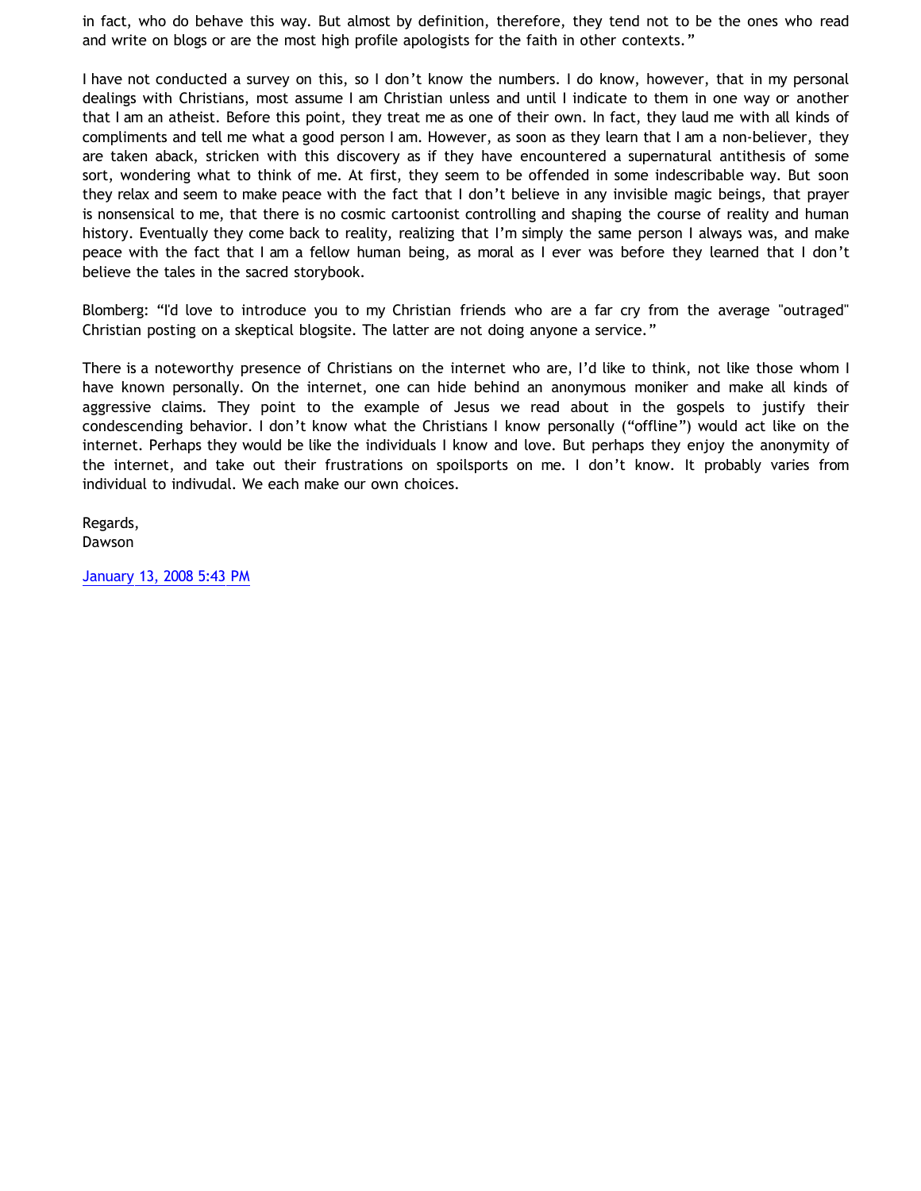in fact, who do behave this way. But almost by definition, therefore, they tend not to be the ones who read and write on blogs or are the most high profile apologists for the faith in other contexts."

I have not conducted a survey on this, so I don't know the numbers. I do know, however, that in my personal dealings with Christians, most assume I am Christian unless and until I indicate to them in one way or another that I am an atheist. Before this point, they treat me as one of their own. In fact, they laud me with all kinds of compliments and tell me what a good person I am. However, as soon as they learn that I am a non-believer, they are taken aback, stricken with this discovery as if they have encountered a supernatural antithesis of some sort, wondering what to think of me. At first, they seem to be offended in some indescribable way. But soon they relax and seem to make peace with the fact that I don't believe in any invisible magic beings, that prayer is nonsensical to me, that there is no cosmic cartoonist controlling and shaping the course of reality and human history. Eventually they come back to reality, realizing that I'm simply the same person I always was, and make peace with the fact that I am a fellow human being, as moral as I ever was before they learned that I don't believe the tales in the sacred storybook.

Blomberg: "I'd love to introduce you to my Christian friends who are a far cry from the average "outraged" Christian posting on a skeptical blogsite. The latter are not doing anyone a service."

There is a noteworthy presence of Christians on the internet who are, I'd like to think, not like those whom I have known personally. On the internet, one can hide behind an anonymous moniker and make all kinds of aggressive claims. They point to the example of Jesus we read about in the gospels to justify their condescending behavior. I don't know what the Christians I know personally ("offline") would act like on the internet. Perhaps they would be like the individuals I know and love. But perhaps they enjoy the anonymity of the internet, and take out their frustrations on spoilsports on me. I don't know. It probably varies from individual to indivudal. We each make our own choices.

Regards,
Dawson

January 13, 2008 5:43 PM